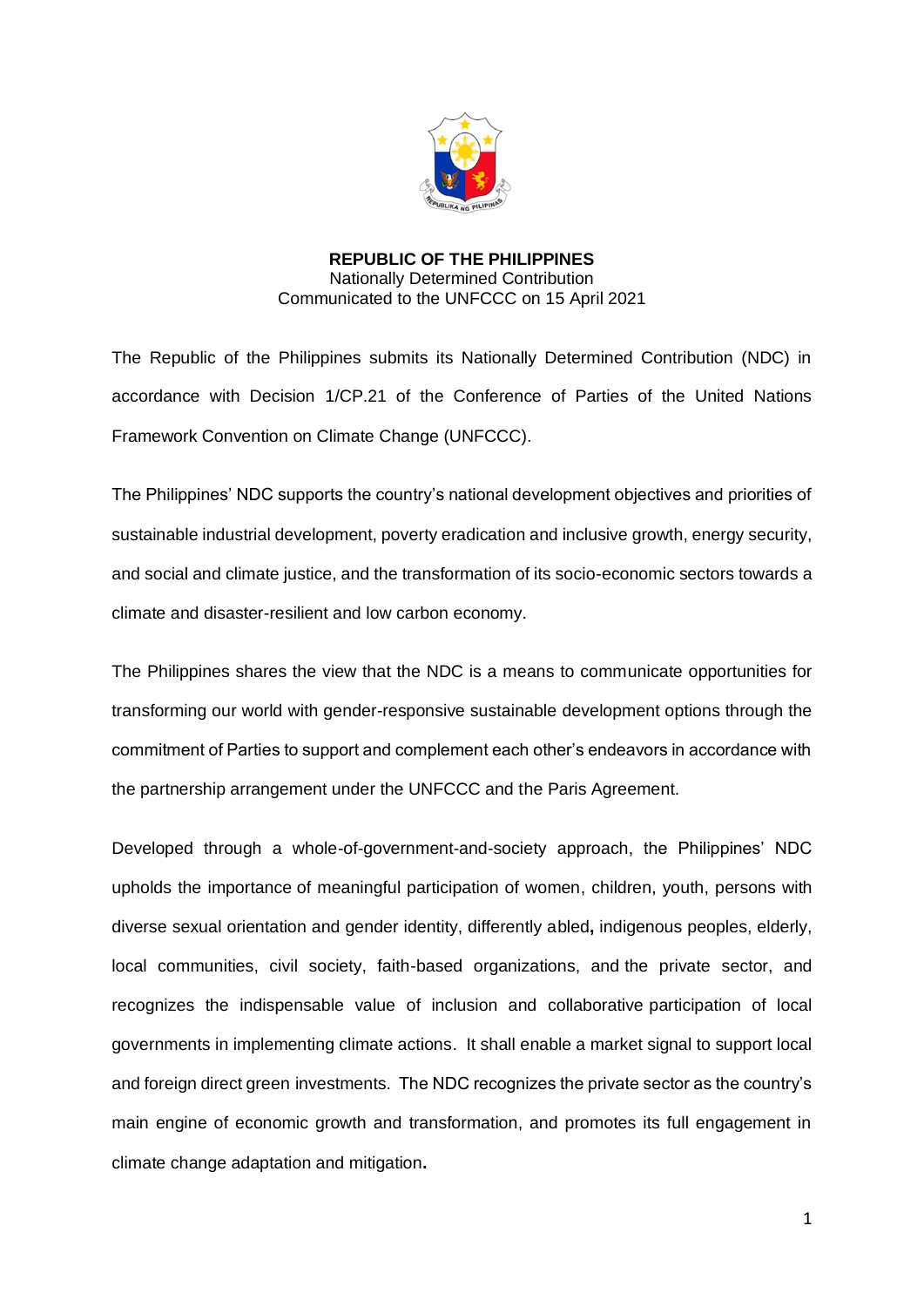**REPUBLIC OF THE PHILIPPINES**
Nationally Determined Contribution
Communicated to the UNFCCC on 15 April 2021

The Republic of the Philippines submits its Nationally Determined Contribution (NDC) in accordance with Decision 1/CP.21 of the Conference of Parties of the United Nations Framework Convention on Climate Change (UNFCCC).

The Philippines' NDC supports the country's national development objectives and priorities of sustainable industrial development, poverty eradication and inclusive growth, energy security, and social and climate justice, and the transformation of its socio-economic sectors towards a climate and disaster-resilient and low carbon economy.

The Philippines shares the view that the NDC is a means to communicate opportunities for transforming our world with gender-responsive sustainable development options through the commitment of Parties to support and complement each other's endeavors in accordance with the partnership arrangement under the UNFCCC and the Paris Agreement.

Developed through a whole-of-government-and-society approach, the Philippines' NDC upholds the importance of meaningful participation of women, children, youth, persons with diverse sexual orientation and gender identity, differently abled**,** indigenous peoples, elderly, local communities, civil society, faith-based organizations, and the private sector, and recognizes the indispensable value of inclusion and collaborative participation of local governments in implementing climate actions. It shall enable a market signal to support local and foreign direct green investments. The NDC recognizes the private sector as the country's main engine of economic growth and transformation, and promotes its full engagement in climate change adaptation and mitigation**.**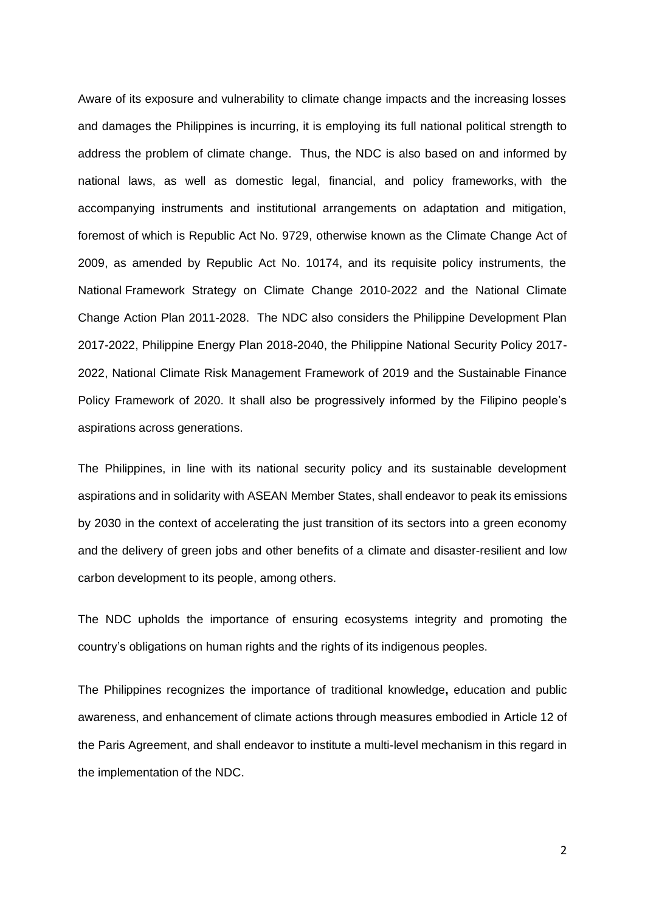Aware of its exposure and vulnerability to climate change impacts and the increasing losses and damages the Philippines is incurring, it is employing its full national political strength to address the problem of climate change. Thus, the NDC is also based on and informed by national laws, as well as domestic legal, financial, and policy frameworks, with the accompanying instruments and institutional arrangements on adaptation and mitigation, foremost of which is Republic Act No. 9729, otherwise known as the Climate Change Act of 2009, as amended by Republic Act No. 10174, and its requisite policy instruments, the National Framework Strategy on Climate Change 2010-2022 and the National Climate Change Action Plan 2011-2028. The NDC also considers the Philippine Development Plan 2017-2022, Philippine Energy Plan 2018-2040, the Philippine National Security Policy 2017-2022, National Climate Risk Management Framework of 2019 and the Sustainable Finance Policy Framework of 2020. It shall also be progressively informed by the Filipino people's aspirations across generations.

The Philippines, in line with its national security policy and its sustainable development aspirations and in solidarity with ASEAN Member States, shall endeavor to peak its emissions by 2030 in the context of accelerating the just transition of its sectors into a green economy and the delivery of green jobs and other benefits of a climate and disaster-resilient and low carbon development to its people, among others.

The NDC upholds the importance of ensuring ecosystems integrity and promoting the country's obligations on human rights and the rights of its indigenous peoples.

The Philippines recognizes the importance of traditional knowledge**,** education and public awareness, and enhancement of climate actions through measures embodied in Article 12 of the Paris Agreement, and shall endeavor to institute a multi-level mechanism in this regard in the implementation of the NDC.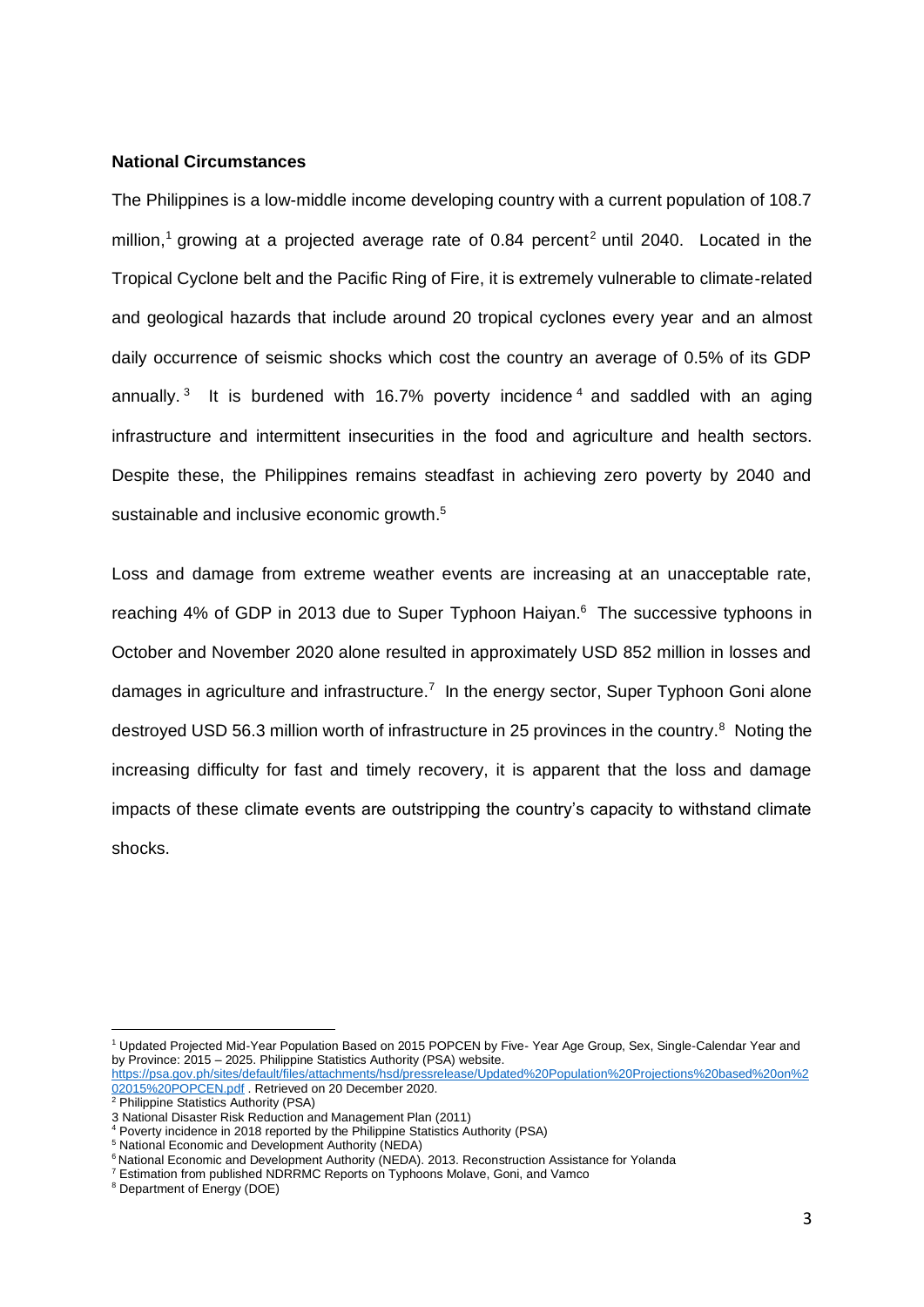**National Circumstances**

The Philippines is a low-middle income developing country with a current population of 108.7 million,[1] growing at a projected average rate of 0.84 percent[2] until 2040. Located in the Tropical Cyclone belt and the Pacific Ring of Fire, it is extremely vulnerable to climate-related and geological hazards that include around 20 tropical cyclones every year and an almost daily occurrence of seismic shocks which cost the country an average of 0.5% of its GDP annually.[3] It is burdened with 16.7% poverty incidence[4] and saddled with an aging infrastructure and intermittent insecurities in the food and agriculture and health sectors. Despite these, the Philippines remains steadfast in achieving zero poverty by 2040 and sustainable and inclusive economic growth.[5]

Loss and damage from extreme weather events are increasing at an unacceptable rate, reaching 4% of GDP in 2013 due to Super Typhoon Haiyan.[6] The successive typhoons in October and November 2020 alone resulted in approximately USD 852 million in losses and damages in agriculture and infrastructure.[7] In the energy sector, Super Typhoon Goni alone destroyed USD 56.3 million worth of infrastructure in 25 provinces in the country.[8] Noting the increasing difficulty for fast and timely recovery, it is apparent that the loss and damage impacts of these climate events are outstripping the country's capacity to withstand climate shocks.

---

[1] Updated Projected Mid-Year Population Based on 2015 POPCEN by Five- Year Age Group, Sex, Single-Calendar Year and by Province: 2015 – 2025. Philippine Statistics Authority (PSA) website. https://psa.gov.ph/sites/default/files/attachments/hsd/pressrelease/Updated%20Population%20Projections%20based%20on%202015%20POPCEN.pdf . Retrieved on 20 December 2020.

[2] Philippine Statistics Authority (PSA)

[3] National Disaster Risk Reduction and Management Plan (2011)

[4] Poverty incidence in 2018 reported by the Philippine Statistics Authority (PSA)

[5] National Economic and Development Authority (NEDA)

[6] National Economic and Development Authority (NEDA). 2013. Reconstruction Assistance for Yolanda

[7] Estimation from published NDRRMC Reports on Typhoons Molave, Goni, and Vamco

[8] Department of Energy (DOE)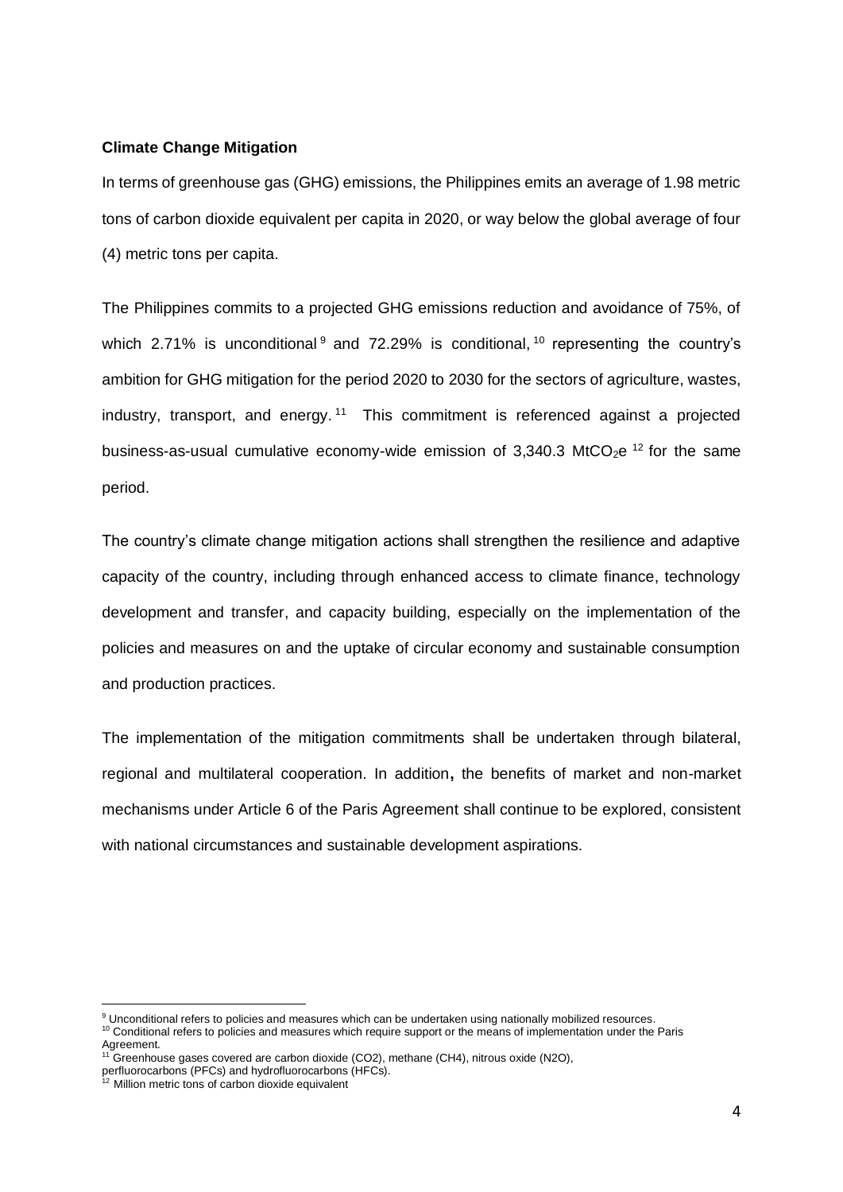**Climate Change Mitigation**

In terms of greenhouse gas (GHG) emissions, the Philippines emits an average of 1.98 metric tons of carbon dioxide equivalent per capita in 2020, or way below the global average of four (4) metric tons per capita.

The Philippines commits to a projected GHG emissions reduction and avoidance of 75%, of which 2.71% is unconditional[9] and 72.29% is conditional,[10] representing the country's ambition for GHG mitigation for the period 2020 to 2030 for the sectors of agriculture, wastes, industry, transport, and energy.[11] This commitment is referenced against a projected business-as-usual cumulative economy-wide emission of 3,340.3 $MtCO_2e$[12] for the same period.

The country's climate change mitigation actions shall strengthen the resilience and adaptive capacity of the country, including through enhanced access to climate finance, technology development and transfer, and capacity building, especially on the implementation of the policies and measures on and the uptake of circular economy and sustainable consumption and production practices.

The implementation of the mitigation commitments shall be undertaken through bilateral, regional and multilateral cooperation. In addition**,** the benefits of market and non-market mechanisms under Article 6 of the Paris Agreement shall continue to be explored, consistent with national circumstances and sustainable development aspirations.

---

[9] Unconditional refers to policies and measures which can be undertaken using nationally mobilized resources.
[10] Conditional refers to policies and measures which require support or the means of implementation under the Paris Agreement.
[11] Greenhouse gases covered are carbon dioxide ($CO_2$), methane ($CH_4$), nitrous oxide ($N_2O$), perfluorocarbons (PFCs) and hydrofluorocarbons (HFCs).
[12] Million metric tons of carbon dioxide equivalent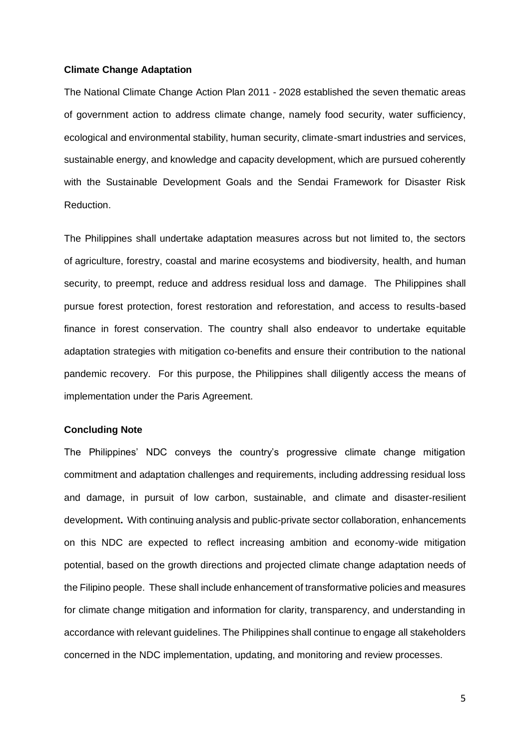**Climate Change Adaptation**

The National Climate Change Action Plan 2011 - 2028 established the seven thematic areas of government action to address climate change, namely food security, water sufficiency, ecological and environmental stability, human security, climate-smart industries and services, sustainable energy, and knowledge and capacity development, which are pursued coherently with the Sustainable Development Goals and the Sendai Framework for Disaster Risk Reduction.

The Philippines shall undertake adaptation measures across but not limited to, the sectors of agriculture, forestry, coastal and marine ecosystems and biodiversity, health, and human security, to preempt, reduce and address residual loss and damage. The Philippines shall pursue forest protection, forest restoration and reforestation, and access to results-based finance in forest conservation. The country shall also endeavor to undertake equitable adaptation strategies with mitigation co-benefits and ensure their contribution to the national pandemic recovery. For this purpose, the Philippines shall diligently access the means of implementation under the Paris Agreement.

**Concluding Note**

The Philippines' NDC conveys the country's progressive climate change mitigation commitment and adaptation challenges and requirements, including addressing residual loss and damage, in pursuit of low carbon, sustainable, and climate and disaster-resilient development**.** With continuing analysis and public-private sector collaboration, enhancements on this NDC are expected to reflect increasing ambition and economy-wide mitigation potential, based on the growth directions and projected climate change adaptation needs of the Filipino people. These shall include enhancement of transformative policies and measures for climate change mitigation and information for clarity, transparency, and understanding in accordance with relevant guidelines. The Philippines shall continue to engage all stakeholders concerned in the NDC implementation, updating, and monitoring and review processes.